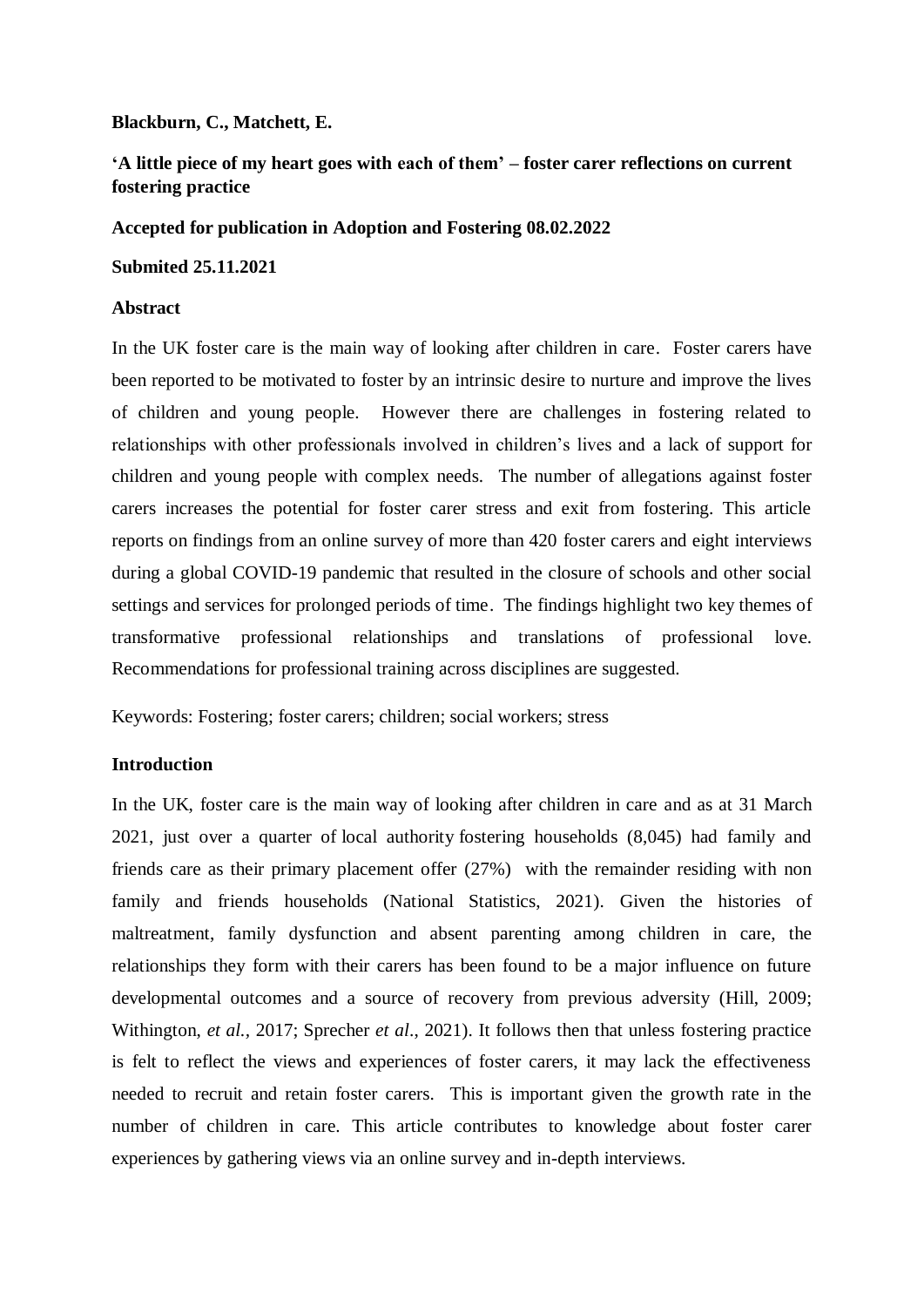**Blackburn, C., Matchett, E.**

## 'A little piece of my heart goes with each of them' – foster carer reflections on current fostering practice

**Accepted for publication in Adoption and Fostering 08.02.2022**

**Submited 25.11.2021**

### Abstract

In the UK foster care is the main way of looking after children in care. Foster carers have been reported to be motivated to foster by an intrinsic desire to nurture and improve the lives of children and young people. However there are challenges in fostering related to relationships with other professionals involved in children's lives and a lack of support for children and young people with complex needs. The number of allegations against foster carers increases the potential for foster carer stress and exit from fostering. This article reports on findings from an online survey of more than 420 foster carers and eight interviews during a global COVID-19 pandemic that resulted in the closure of schools and other social settings and services for prolonged periods of time. The findings highlight two key themes of transformative professional relationships and translations of professional love. Recommendations for professional training across disciplines are suggested.

Keywords: Fostering; foster carers; children; social workers; stress

### Introduction

In the UK, foster care is the main way of looking after children in care and as at 31 March 2021, just over a quarter of local authority fostering households (8,045) had family and friends care as their primary placement offer (27%) with the remainder residing with non family and friends households (National Statistics, 2021). Given the histories of maltreatment, family dysfunction and absent parenting among children in care, the relationships they form with their carers has been found to be a major influence on future developmental outcomes and a source of recovery from previous adversity (Hill, 2009; Withington, *et al.*, 2017; Sprecher *et al*., 2021). It follows then that unless fostering practice is felt to reflect the views and experiences of foster carers, it may lack the effectiveness needed to recruit and retain foster carers. This is important given the growth rate in the number of children in care. This article contributes to knowledge about foster carer experiences by gathering views via an online survey and in-depth interviews.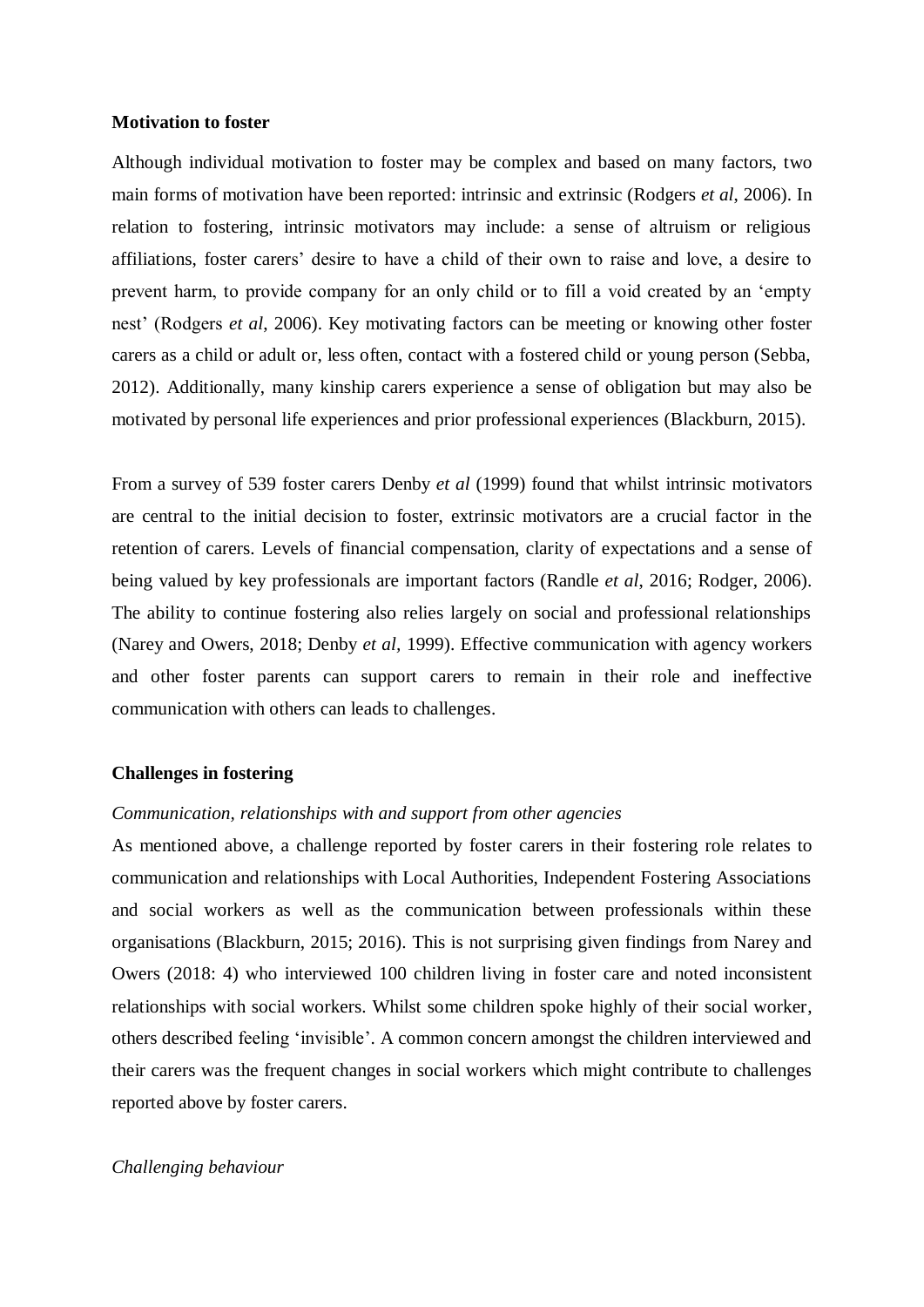**Motivation to foster**

Although individual motivation to foster may be complex and based on many factors, two main forms of motivation have been reported: intrinsic and extrinsic (Rodgers *et al*, 2006). In relation to fostering, intrinsic motivators may include: a sense of altruism or religious affiliations, foster carers' desire to have a child of their own to raise and love, a desire to prevent harm, to provide company for an only child or to fill a void created by an 'empty nest' (Rodgers *et al*, 2006). Key motivating factors can be meeting or knowing other foster carers as a child or adult or, less often, contact with a fostered child or young person (Sebba, 2012). Additionally, many kinship carers experience a sense of obligation but may also be motivated by personal life experiences and prior professional experiences (Blackburn, 2015).

From a survey of 539 foster carers Denby *et al* (1999) found that whilst intrinsic motivators are central to the initial decision to foster, extrinsic motivators are a crucial factor in the retention of carers. Levels of financial compensation, clarity of expectations and a sense of being valued by key professionals are important factors (Randle *et al*, 2016; Rodger, 2006). The ability to continue fostering also relies largely on social and professional relationships (Narey and Owers, 2018; Denby *et al,* 1999). Effective communication with agency workers and other foster parents can support carers to remain in their role and ineffective communication with others can leads to challenges.

**Challenges in fostering**

*Communication, relationships with and support from other agencies*

As mentioned above, a challenge reported by foster carers in their fostering role relates to communication and relationships with Local Authorities, Independent Fostering Associations and social workers as well as the communication between professionals within these organisations (Blackburn, 2015; 2016). This is not surprising given findings from Narey and Owers (2018: 4) who interviewed 100 children living in foster care and noted inconsistent relationships with social workers. Whilst some children spoke highly of their social worker, others described feeling 'invisible'. A common concern amongst the children interviewed and their carers was the frequent changes in social workers which might contribute to challenges reported above by foster carers.

*Challenging behaviour*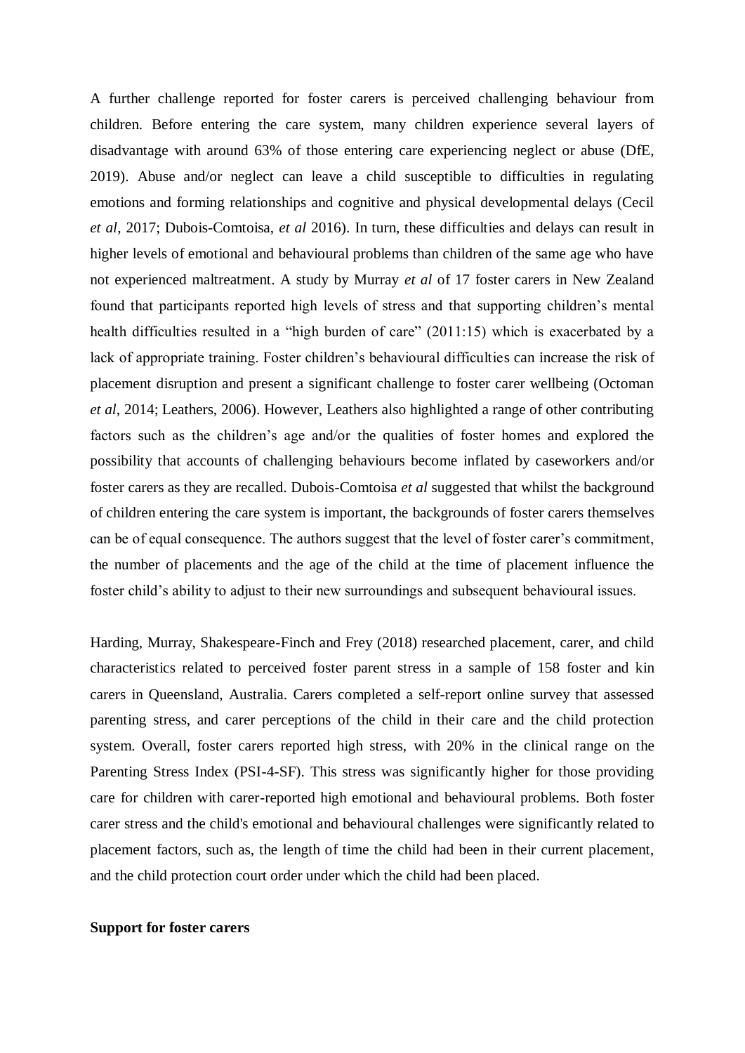A further challenge reported for foster carers is perceived challenging behaviour from children. Before entering the care system, many children experience several layers of disadvantage with around 63% of those entering care experiencing neglect or abuse (DfE, 2019). Abuse and/or neglect can leave a child susceptible to difficulties in regulating emotions and forming relationships and cognitive and physical developmental delays (Cecil *et al*, 2017; Dubois-Comtoisa, *et al* 2016). In turn, these difficulties and delays can result in higher levels of emotional and behavioural problems than children of the same age who have not experienced maltreatment. A study by Murray *et al* of 17 foster carers in New Zealand found that participants reported high levels of stress and that supporting children's mental health difficulties resulted in a "high burden of care" (2011:15) which is exacerbated by a lack of appropriate training. Foster children's behavioural difficulties can increase the risk of placement disruption and present a significant challenge to foster carer wellbeing (Octoman *et al*, 2014; Leathers, 2006). However, Leathers also highlighted a range of other contributing factors such as the children's age and/or the qualities of foster homes and explored the possibility that accounts of challenging behaviours become inflated by caseworkers and/or foster carers as they are recalled. Dubois-Comtoisa *et al* suggested that whilst the background of children entering the care system is important, the backgrounds of foster carers themselves can be of equal consequence. The authors suggest that the level of foster carer's commitment, the number of placements and the age of the child at the time of placement influence the foster child's ability to adjust to their new surroundings and subsequent behavioural issues.

Harding, Murray, Shakespeare-Finch and Frey (2018) researched placement, carer, and child characteristics related to perceived foster parent stress in a sample of 158 foster and kin carers in Queensland, Australia. Carers completed a self-report online survey that assessed parenting stress, and carer perceptions of the child in their care and the child protection system. Overall, foster carers reported high stress, with 20% in the clinical range on the Parenting Stress Index (PSI-4-SF). This stress was significantly higher for those providing care for children with carer-reported high emotional and behavioural problems. Both foster carer stress and the child's emotional and behavioural challenges were significantly related to placement factors, such as, the length of time the child had been in their current placement, and the child protection court order under which the child had been placed.

**Support for foster carers**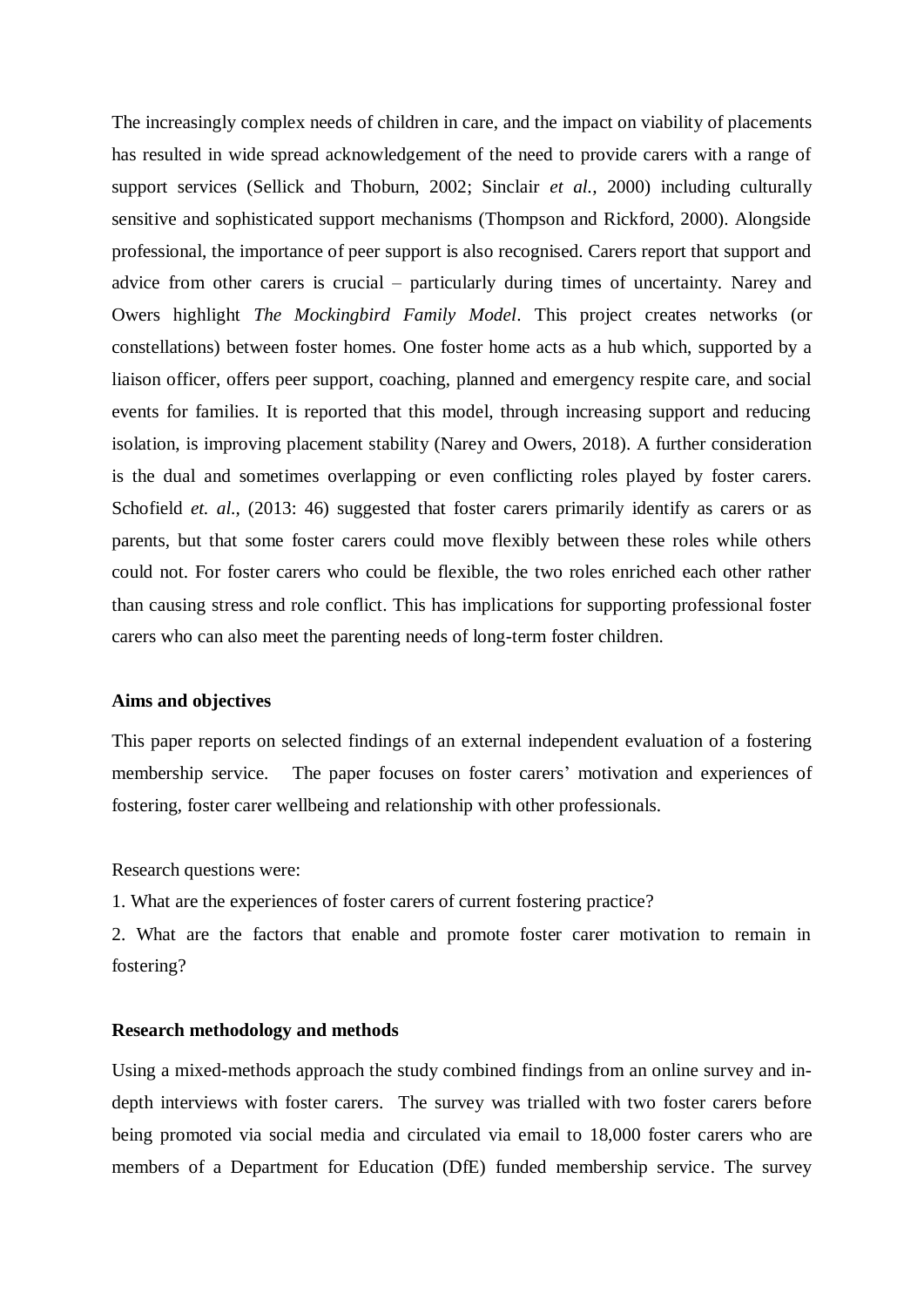The increasingly complex needs of children in care, and the impact on viability of placements has resulted in wide spread acknowledgement of the need to provide carers with a range of support services (Sellick and Thoburn, 2002; Sinclair *et al.,* 2000) including culturally sensitive and sophisticated support mechanisms (Thompson and Rickford, 2000). Alongside professional, the importance of peer support is also recognised. Carers report that support and advice from other carers is crucial – particularly during times of uncertainty. Narey and Owers highlight *The Mockingbird Family Model*. This project creates networks (or constellations) between foster homes. One foster home acts as a hub which, supported by a liaison officer, offers peer support, coaching, planned and emergency respite care, and social events for families. It is reported that this model, through increasing support and reducing isolation, is improving placement stability (Narey and Owers, 2018). A further consideration is the dual and sometimes overlapping or even conflicting roles played by foster carers. Schofield *et. al.,* (2013: 46) suggested that foster carers primarily identify as carers or as parents, but that some foster carers could move flexibly between these roles while others could not. For foster carers who could be flexible, the two roles enriched each other rather than causing stress and role conflict. This has implications for supporting professional foster carers who can also meet the parenting needs of long-term foster children.

**Aims and objectives**

This paper reports on selected findings of an external independent evaluation of a fostering membership service. The paper focuses on foster carers' motivation and experiences of fostering, foster carer wellbeing and relationship with other professionals.

Research questions were:

1. What are the experiences of foster carers of current fostering practice?

2. What are the factors that enable and promote foster carer motivation to remain in fostering?

**Research methodology and methods**

Using a mixed-methods approach the study combined findings from an online survey and in-depth interviews with foster carers. The survey was trialled with two foster carers before being promoted via social media and circulated via email to 18,000 foster carers who are members of a Department for Education (DfE) funded membership service. The survey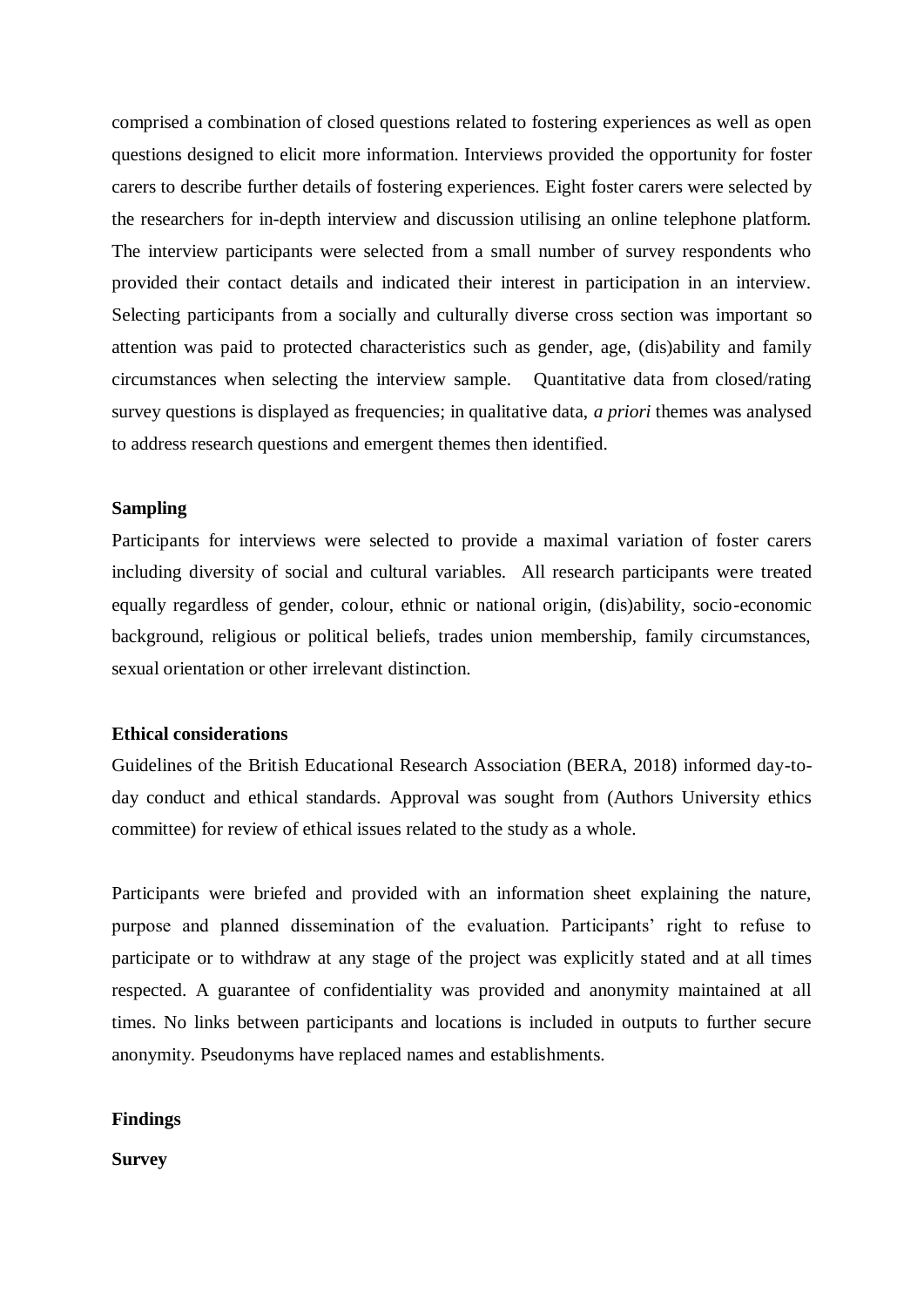comprised a combination of closed questions related to fostering experiences as well as open questions designed to elicit more information. Interviews provided the opportunity for foster carers to describe further details of fostering experiences. Eight foster carers were selected by the researchers for in-depth interview and discussion utilising an online telephone platform. The interview participants were selected from a small number of survey respondents who provided their contact details and indicated their interest in participation in an interview. Selecting participants from a socially and culturally diverse cross section was important so attention was paid to protected characteristics such as gender, age, (dis)ability and family circumstances when selecting the interview sample. Quantitative data from closed/rating survey questions is displayed as frequencies; in qualitative data, *a priori* themes was analysed to address research questions and emergent themes then identified.

**Sampling**

Participants for interviews were selected to provide a maximal variation of foster carers including diversity of social and cultural variables. All research participants were treated equally regardless of gender, colour, ethnic or national origin, (dis)ability, socio-economic background, religious or political beliefs, trades union membership, family circumstances, sexual orientation or other irrelevant distinction.

**Ethical considerations**

Guidelines of the British Educational Research Association (BERA, 2018) informed day-to-day conduct and ethical standards. Approval was sought from (Authors University ethics committee) for review of ethical issues related to the study as a whole.

Participants were briefed and provided with an information sheet explaining the nature, purpose and planned dissemination of the evaluation. Participants' right to refuse to participate or to withdraw at any stage of the project was explicitly stated and at all times respected. A guarantee of confidentiality was provided and anonymity maintained at all times. No links between participants and locations is included in outputs to further secure anonymity. Pseudonyms have replaced names and establishments.

**Findings**

**Survey**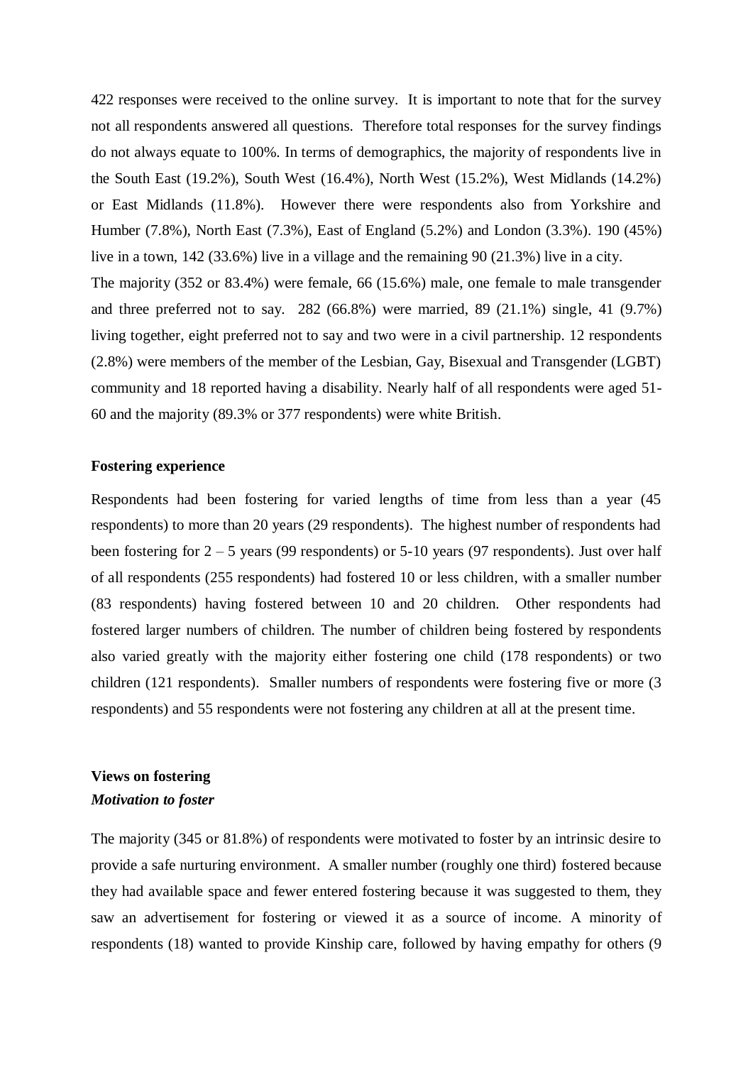422 responses were received to the online survey. It is important to note that for the survey not all respondents answered all questions. Therefore total responses for the survey findings do not always equate to 100%. In terms of demographics, the majority of respondents live in the South East (19.2%), South West (16.4%), North West (15.2%), West Midlands (14.2%) or East Midlands (11.8%). However there were respondents also from Yorkshire and Humber (7.8%), North East (7.3%), East of England (5.2%) and London (3.3%). 190 (45%) live in a town, 142 (33.6%) live in a village and the remaining 90 (21.3%) live in a city.

The majority (352 or 83.4%) were female, 66 (15.6%) male, one female to male transgender and three preferred not to say. 282 (66.8%) were married, 89 (21.1%) single, 41 (9.7%) living together, eight preferred not to say and two were in a civil partnership. 12 respondents (2.8%) were members of the member of the Lesbian, Gay, Bisexual and Transgender (LGBT) community and 18 reported having a disability. Nearly half of all respondents were aged 51-60 and the majority (89.3% or 377 respondents) were white British.

### Fostering experience

Respondents had been fostering for varied lengths of time from less than a year (45 respondents) to more than 20 years (29 respondents). The highest number of respondents had been fostering for 2 – 5 years (99 respondents) or 5-10 years (97 respondents). Just over half of all respondents (255 respondents) had fostered 10 or less children, with a smaller number (83 respondents) having fostered between 10 and 20 children. Other respondents had fostered larger numbers of children. The number of children being fostered by respondents also varied greatly with the majority either fostering one child (178 respondents) or two children (121 respondents). Smaller numbers of respondents were fostering five or more (3 respondents) and 55 respondents were not fostering any children at all at the present time.

### Views on fostering

#### *Motivation to foster*

The majority (345 or 81.8%) of respondents were motivated to foster by an intrinsic desire to provide a safe nurturing environment. A smaller number (roughly one third) fostered because they had available space and fewer entered fostering because it was suggested to them, they saw an advertisement for fostering or viewed it as a source of income. A minority of respondents (18) wanted to provide Kinship care, followed by having empathy for others (9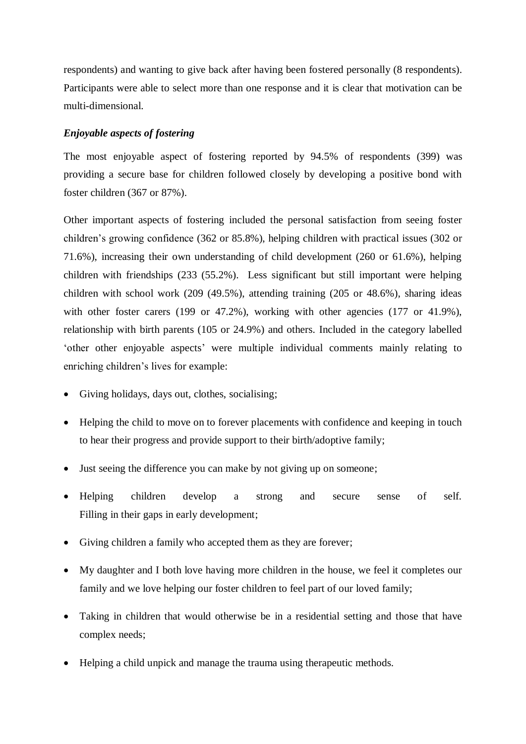respondents) and wanting to give back after having been fostered personally (8 respondents). Participants were able to select more than one response and it is clear that motivation can be multi-dimensional.

***Enjoyable aspects of fostering***

The most enjoyable aspect of fostering reported by 94.5% of respondents (399) was providing a secure base for children followed closely by developing a positive bond with foster children (367 or 87%).

Other important aspects of fostering included the personal satisfaction from seeing foster children's growing confidence (362 or 85.8%), helping children with practical issues (302 or 71.6%), increasing their own understanding of child development (260 or 61.6%), helping children with friendships (233 (55.2%). Less significant but still important were helping children with school work (209 (49.5%), attending training (205 or 48.6%), sharing ideas with other foster carers (199 or 47.2%), working with other agencies (177 or 41.9%), relationship with birth parents (105 or 24.9%) and others. Included in the category labelled 'other other enjoyable aspects' were multiple individual comments mainly relating to enriching children's lives for example:

- Giving holidays, days out, clothes, socialising;
- Helping the child to move on to forever placements with confidence and keeping in touch to hear their progress and provide support to their birth/adoptive family;
- Just seeing the difference you can make by not giving up on someone;
- Helping children develop a strong and secure sense of self. Filling in their gaps in early development;
- Giving children a family who accepted them as they are forever;
- My daughter and I both love having more children in the house, we feel it completes our family and we love helping our foster children to feel part of our loved family;
- Taking in children that would otherwise be in a residential setting and those that have complex needs;
- Helping a child unpick and manage the trauma using therapeutic methods.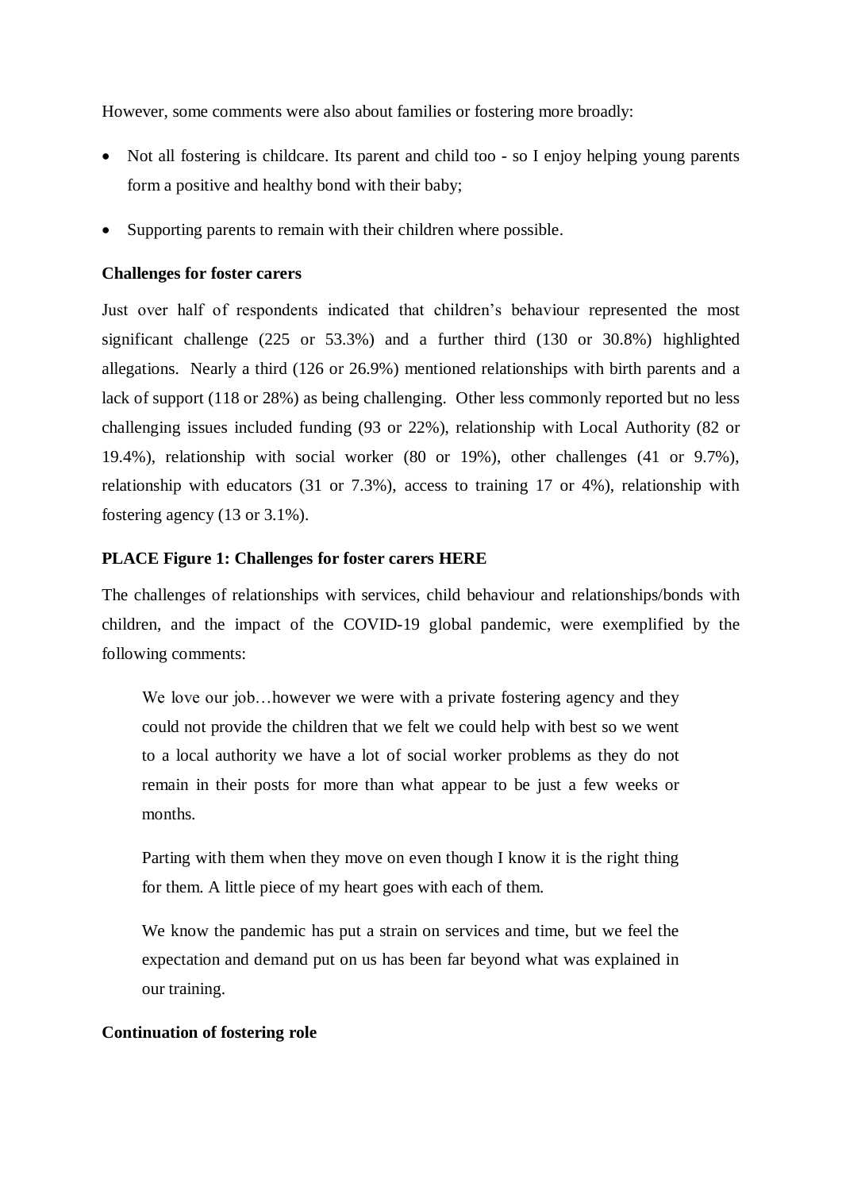However, some comments were also about families or fostering more broadly:

- Not all fostering is childcare. Its parent and child too - so I enjoy helping young parents form a positive and healthy bond with their baby;
- Supporting parents to remain with their children where possible.

**Challenges for foster carers**

Just over half of respondents indicated that children's behaviour represented the most significant challenge (225 or 53.3%) and a further third (130 or 30.8%) highlighted allegations. Nearly a third (126 or 26.9%) mentioned relationships with birth parents and a lack of support (118 or 28%) as being challenging. Other less commonly reported but no less challenging issues included funding (93 or 22%), relationship with Local Authority (82 or 19.4%), relationship with social worker (80 or 19%), other challenges (41 or 9.7%), relationship with educators (31 or 7.3%), access to training 17 or 4%), relationship with fostering agency (13 or 3.1%).

**PLACE Figure 1: Challenges for foster carers HERE**

The challenges of relationships with services, child behaviour and relationships/bonds with children, and the impact of the COVID-19 global pandemic, were exemplified by the following comments:

> We love our job…however we were with a private fostering agency and they could not provide the children that we felt we could help with best so we went to a local authority we have a lot of social worker problems as they do not remain in their posts for more than what appear to be just a few weeks or months.

> Parting with them when they move on even though I know it is the right thing for them. A little piece of my heart goes with each of them.

> We know the pandemic has put a strain on services and time, but we feel the expectation and demand put on us has been far beyond what was explained in our training.

**Continuation of fostering role**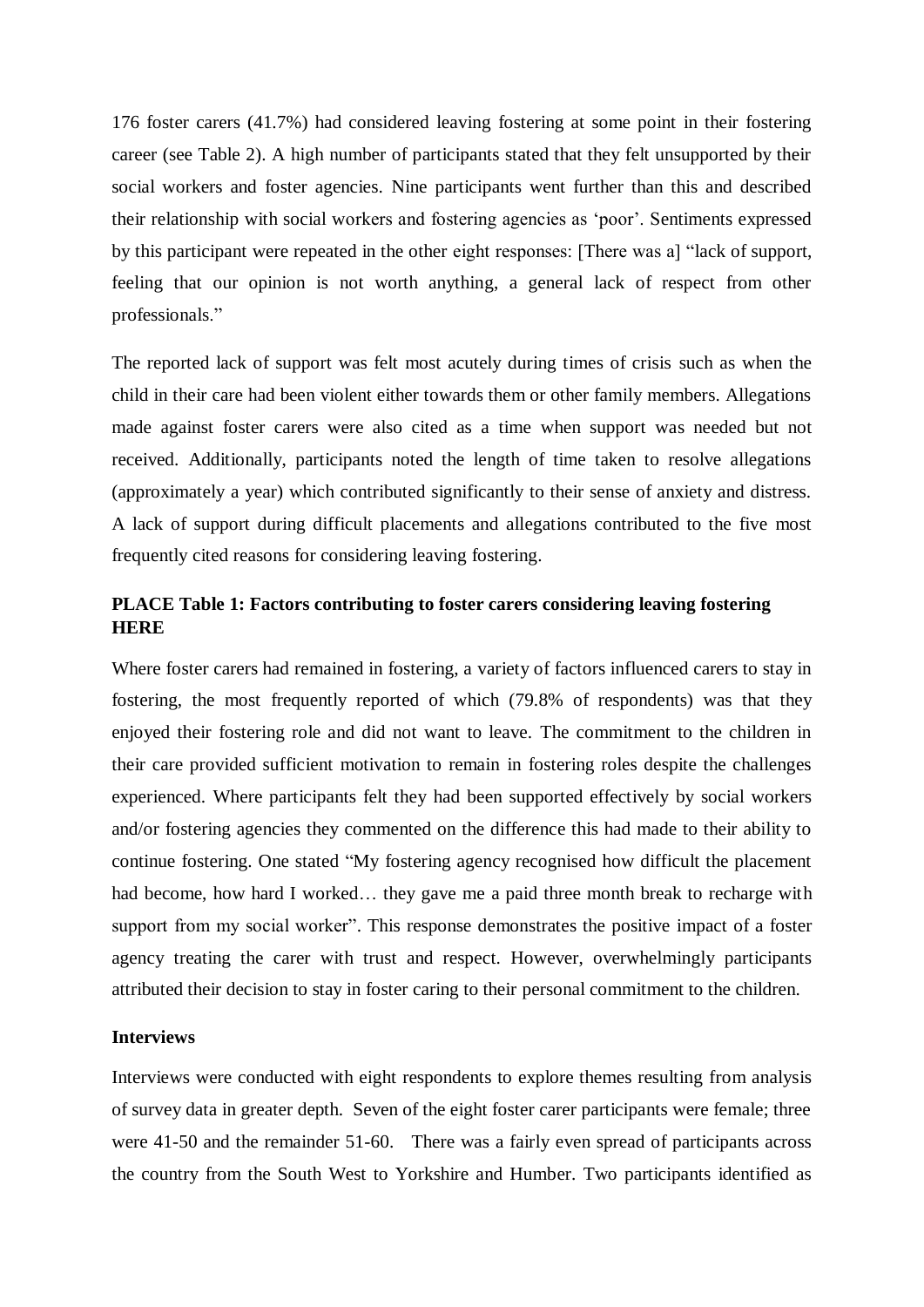176 foster carers (41.7%) had considered leaving fostering at some point in their fostering career (see Table 2). A high number of participants stated that they felt unsupported by their social workers and foster agencies. Nine participants went further than this and described their relationship with social workers and fostering agencies as 'poor'. Sentiments expressed by this participant were repeated in the other eight responses: [There was a] "lack of support, feeling that our opinion is not worth anything, a general lack of respect from other professionals."

The reported lack of support was felt most acutely during times of crisis such as when the child in their care had been violent either towards them or other family members. Allegations made against foster carers were also cited as a time when support was needed but not received. Additionally, participants noted the length of time taken to resolve allegations (approximately a year) which contributed significantly to their sense of anxiety and distress. A lack of support during difficult placements and allegations contributed to the five most frequently cited reasons for considering leaving fostering.

**PLACE Table 1: Factors contributing to foster carers considering leaving fostering HERE**

Where foster carers had remained in fostering, a variety of factors influenced carers to stay in fostering, the most frequently reported of which (79.8% of respondents) was that they enjoyed their fostering role and did not want to leave. The commitment to the children in their care provided sufficient motivation to remain in fostering roles despite the challenges experienced. Where participants felt they had been supported effectively by social workers and/or fostering agencies they commented on the difference this had made to their ability to continue fostering. One stated "My fostering agency recognised how difficult the placement had become, how hard I worked… they gave me a paid three month break to recharge with support from my social worker". This response demonstrates the positive impact of a foster agency treating the carer with trust and respect. However, overwhelmingly participants attributed their decision to stay in foster caring to their personal commitment to the children.

**Interviews**

Interviews were conducted with eight respondents to explore themes resulting from analysis of survey data in greater depth. Seven of the eight foster carer participants were female; three were 41-50 and the remainder 51-60. There was a fairly even spread of participants across the country from the South West to Yorkshire and Humber. Two participants identified as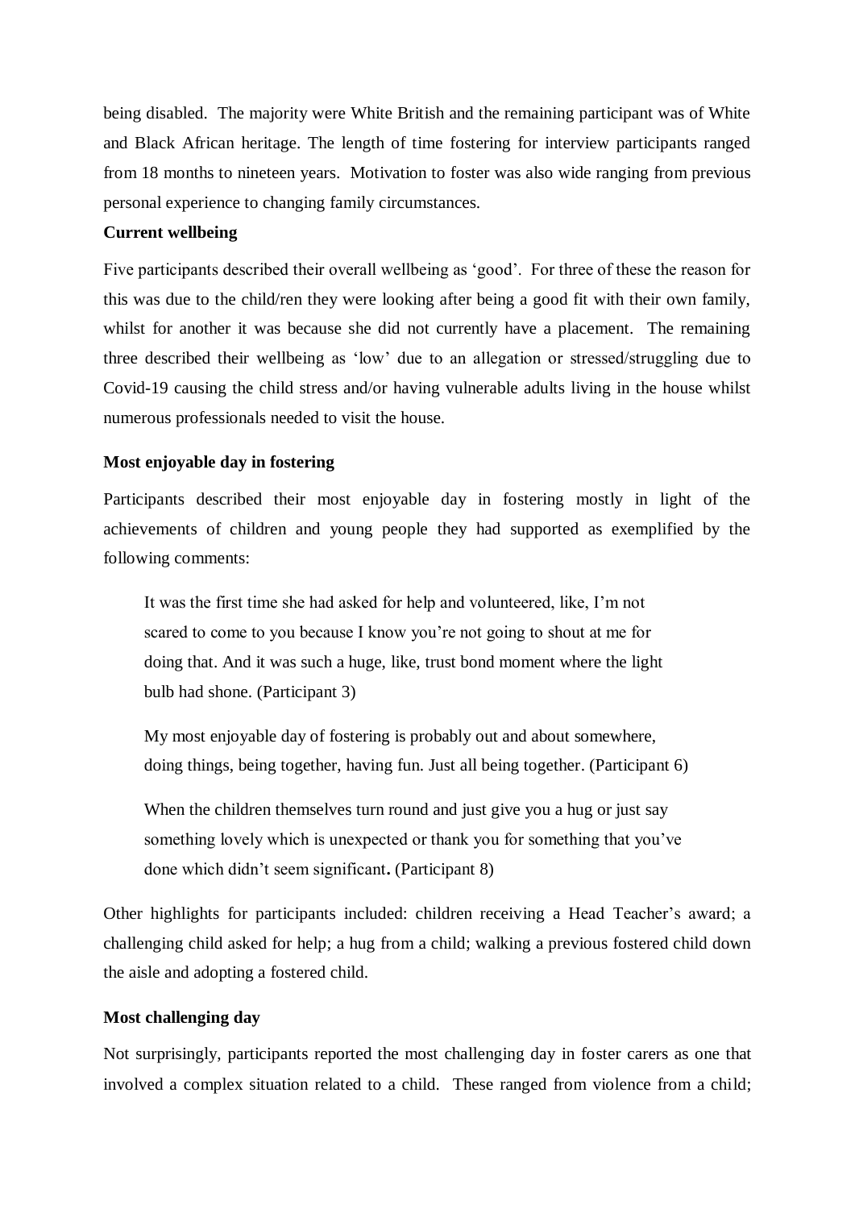being disabled. The majority were White British and the remaining participant was of White and Black African heritage. The length of time fostering for interview participants ranged from 18 months to nineteen years. Motivation to foster was also wide ranging from previous personal experience to changing family circumstances.

**Current wellbeing**

Five participants described their overall wellbeing as 'good'. For three of these the reason for this was due to the child/ren they were looking after being a good fit with their own family, whilst for another it was because she did not currently have a placement. The remaining three described their wellbeing as 'low' due to an allegation or stressed/struggling due to Covid-19 causing the child stress and/or having vulnerable adults living in the house whilst numerous professionals needed to visit the house.

**Most enjoyable day in fostering**

Participants described their most enjoyable day in fostering mostly in light of the achievements of children and young people they had supported as exemplified by the following comments:

> It was the first time she had asked for help and volunteered, like, I'm not scared to come to you because I know you're not going to shout at me for doing that. And it was such a huge, like, trust bond moment where the light bulb had shone. (Participant 3)

> My most enjoyable day of fostering is probably out and about somewhere, doing things, being together, having fun. Just all being together. (Participant 6)

> When the children themselves turn round and just give you a hug or just say something lovely which is unexpected or thank you for something that you've done which didn't seem significant**.** (Participant 8)

Other highlights for participants included: children receiving a Head Teacher's award; a challenging child asked for help; a hug from a child; walking a previous fostered child down the aisle and adopting a fostered child.

**Most challenging day**

Not surprisingly, participants reported the most challenging day in foster carers as one that involved a complex situation related to a child. These ranged from violence from a child;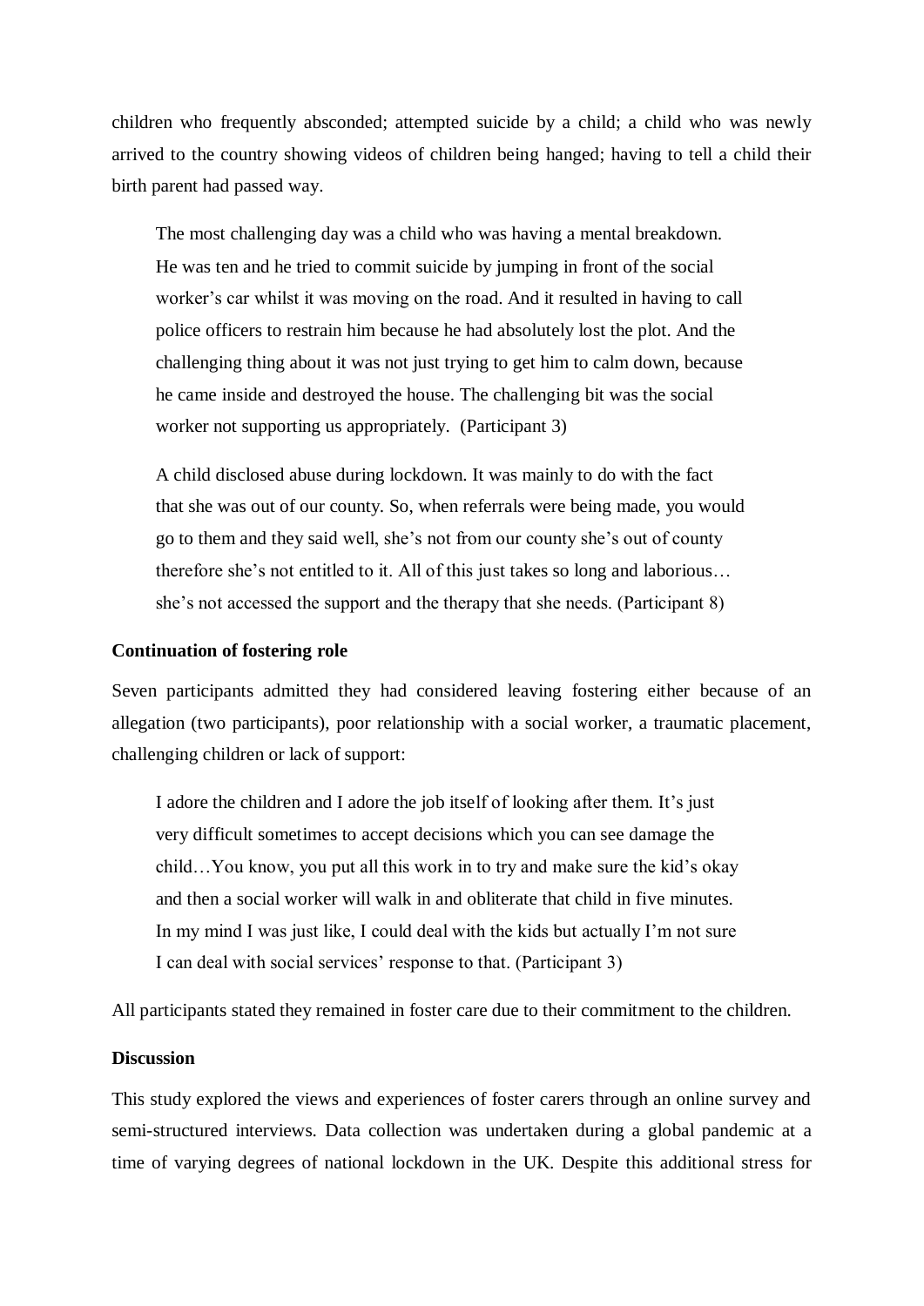children who frequently absconded; attempted suicide by a child; a child who was newly arrived to the country showing videos of children being hanged; having to tell a child their birth parent had passed way.

> The most challenging day was a child who was having a mental breakdown. He was ten and he tried to commit suicide by jumping in front of the social worker's car whilst it was moving on the road. And it resulted in having to call police officers to restrain him because he had absolutely lost the plot. And the challenging thing about it was not just trying to get him to calm down, because he came inside and destroyed the house. The challenging bit was the social worker not supporting us appropriately. (Participant 3)

> A child disclosed abuse during lockdown. It was mainly to do with the fact that she was out of our county. So, when referrals were being made, you would go to them and they said well, she's not from our county she's out of county therefore she's not entitled to it. All of this just takes so long and laborious… she's not accessed the support and the therapy that she needs. (Participant 8)

**Continuation of fostering role**

Seven participants admitted they had considered leaving fostering either because of an allegation (two participants), poor relationship with a social worker, a traumatic placement, challenging children or lack of support:

> I adore the children and I adore the job itself of looking after them. It's just very difficult sometimes to accept decisions which you can see damage the child…You know, you put all this work in to try and make sure the kid's okay and then a social worker will walk in and obliterate that child in five minutes. In my mind I was just like, I could deal with the kids but actually I'm not sure I can deal with social services' response to that. (Participant 3)

All participants stated they remained in foster care due to their commitment to the children.

**Discussion**

This study explored the views and experiences of foster carers through an online survey and semi-structured interviews. Data collection was undertaken during a global pandemic at a time of varying degrees of national lockdown in the UK. Despite this additional stress for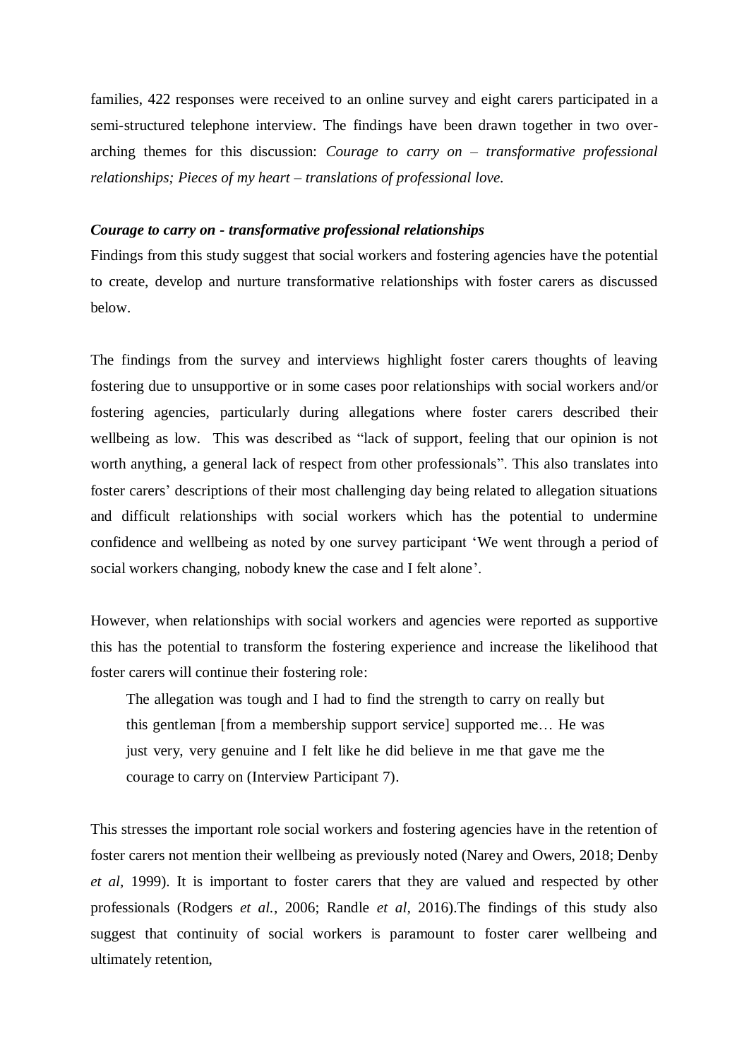families, 422 responses were received to an online survey and eight carers participated in a semi-structured telephone interview. The findings have been drawn together in two over-arching themes for this discussion: *Courage to carry on – transformative professional relationships; Pieces of my heart – translations of professional love.*

### *Courage to carry on - transformative professional relationships*

Findings from this study suggest that social workers and fostering agencies have the potential to create, develop and nurture transformative relationships with foster carers as discussed below.

The findings from the survey and interviews highlight foster carers thoughts of leaving fostering due to unsupportive or in some cases poor relationships with social workers and/or fostering agencies, particularly during allegations where foster carers described their wellbeing as low. This was described as "lack of support, feeling that our opinion is not worth anything, a general lack of respect from other professionals". This also translates into foster carers' descriptions of their most challenging day being related to allegation situations and difficult relationships with social workers which has the potential to undermine confidence and wellbeing as noted by one survey participant 'We went through a period of social workers changing, nobody knew the case and I felt alone'.

However, when relationships with social workers and agencies were reported as supportive this has the potential to transform the fostering experience and increase the likelihood that foster carers will continue their fostering role:

> The allegation was tough and I had to find the strength to carry on really but this gentleman [from a membership support service] supported me… He was just very, very genuine and I felt like he did believe in me that gave me the courage to carry on (Interview Participant 7).

This stresses the important role social workers and fostering agencies have in the retention of foster carers not mention their wellbeing as previously noted (Narey and Owers, 2018; Denby *et al*, 1999). It is important to foster carers that they are valued and respected by other professionals (Rodgers *et al.*, 2006; Randle *et al*, 2016).The findings of this study also suggest that continuity of social workers is paramount to foster carer wellbeing and ultimately retention,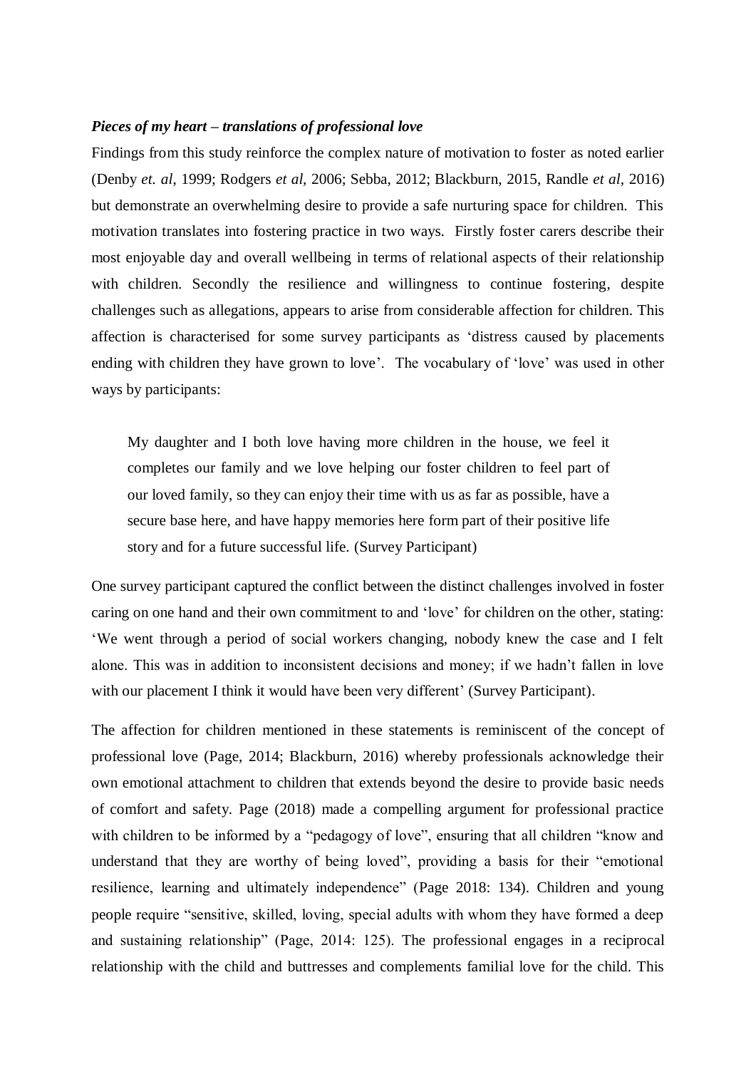***Pieces of my heart – translations of professional love***

Findings from this study reinforce the complex nature of motivation to foster as noted earlier (Denby *et. al*, 1999; Rodgers *et al*, 2006; Sebba, 2012; Blackburn, 2015, Randle *et al*, 2016) but demonstrate an overwhelming desire to provide a safe nurturing space for children. This motivation translates into fostering practice in two ways. Firstly foster carers describe their most enjoyable day and overall wellbeing in terms of relational aspects of their relationship with children. Secondly the resilience and willingness to continue fostering, despite challenges such as allegations, appears to arise from considerable affection for children. This affection is characterised for some survey participants as 'distress caused by placements ending with children they have grown to love'. The vocabulary of 'love' was used in other ways by participants:

> My daughter and I both love having more children in the house, we feel it completes our family and we love helping our foster children to feel part of our loved family, so they can enjoy their time with us as far as possible, have a secure base here, and have happy memories here form part of their positive life story and for a future successful life. (Survey Participant)

One survey participant captured the conflict between the distinct challenges involved in foster caring on one hand and their own commitment to and 'love' for children on the other, stating: 'We went through a period of social workers changing, nobody knew the case and I felt alone. This was in addition to inconsistent decisions and money; if we hadn't fallen in love with our placement I think it would have been very different' (Survey Participant).

The affection for children mentioned in these statements is reminiscent of the concept of professional love (Page, 2014; Blackburn, 2016) whereby professionals acknowledge their own emotional attachment to children that extends beyond the desire to provide basic needs of comfort and safety. Page (2018) made a compelling argument for professional practice with children to be informed by a "pedagogy of love", ensuring that all children "know and understand that they are worthy of being loved", providing a basis for their "emotional resilience, learning and ultimately independence" (Page 2018: 134). Children and young people require "sensitive, skilled, loving, special adults with whom they have formed a deep and sustaining relationship" (Page, 2014: 125). The professional engages in a reciprocal relationship with the child and buttresses and complements familial love for the child. This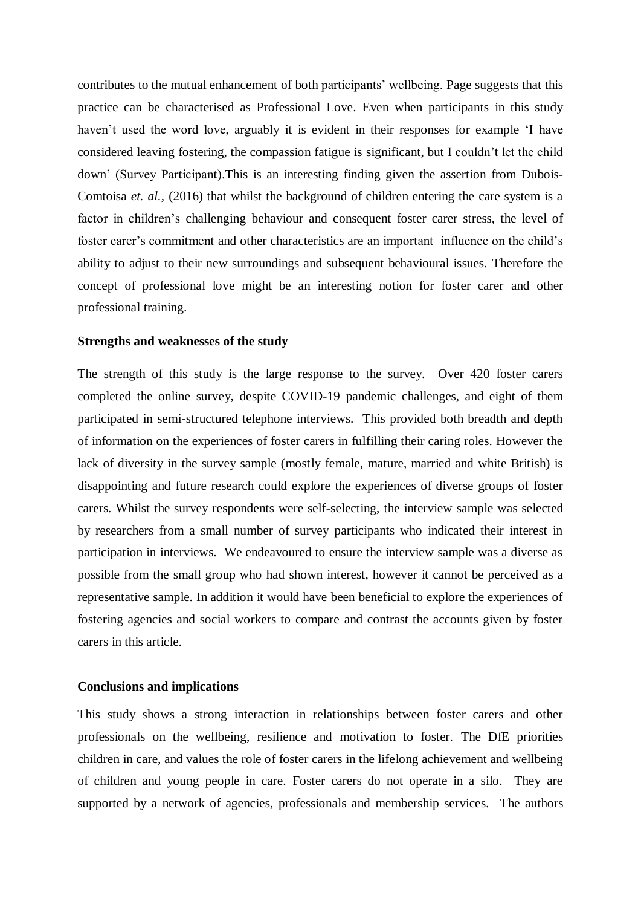contributes to the mutual enhancement of both participants' wellbeing. Page suggests that this practice can be characterised as Professional Love. Even when participants in this study haven't used the word love, arguably it is evident in their responses for example 'I have considered leaving fostering, the compassion fatigue is significant, but I couldn't let the child down' (Survey Participant).This is an interesting finding given the assertion from Dubois-Comtoisa *et. al.*, (2016) that whilst the background of children entering the care system is a factor in children's challenging behaviour and consequent foster carer stress, the level of foster carer's commitment and other characteristics are an important influence on the child's ability to adjust to their new surroundings and subsequent behavioural issues. Therefore the concept of professional love might be an interesting notion for foster carer and other professional training.

**Strengths and weaknesses of the study**

The strength of this study is the large response to the survey. Over 420 foster carers completed the online survey, despite COVID-19 pandemic challenges, and eight of them participated in semi-structured telephone interviews. This provided both breadth and depth of information on the experiences of foster carers in fulfilling their caring roles. However the lack of diversity in the survey sample (mostly female, mature, married and white British) is disappointing and future research could explore the experiences of diverse groups of foster carers. Whilst the survey respondents were self-selecting, the interview sample was selected by researchers from a small number of survey participants who indicated their interest in participation in interviews. We endeavoured to ensure the interview sample was a diverse as possible from the small group who had shown interest, however it cannot be perceived as a representative sample. In addition it would have been beneficial to explore the experiences of fostering agencies and social workers to compare and contrast the accounts given by foster carers in this article.

**Conclusions and implications**

This study shows a strong interaction in relationships between foster carers and other professionals on the wellbeing, resilience and motivation to foster. The DfE priorities children in care, and values the role of foster carers in the lifelong achievement and wellbeing of children and young people in care. Foster carers do not operate in a silo. They are supported by a network of agencies, professionals and membership services. The authors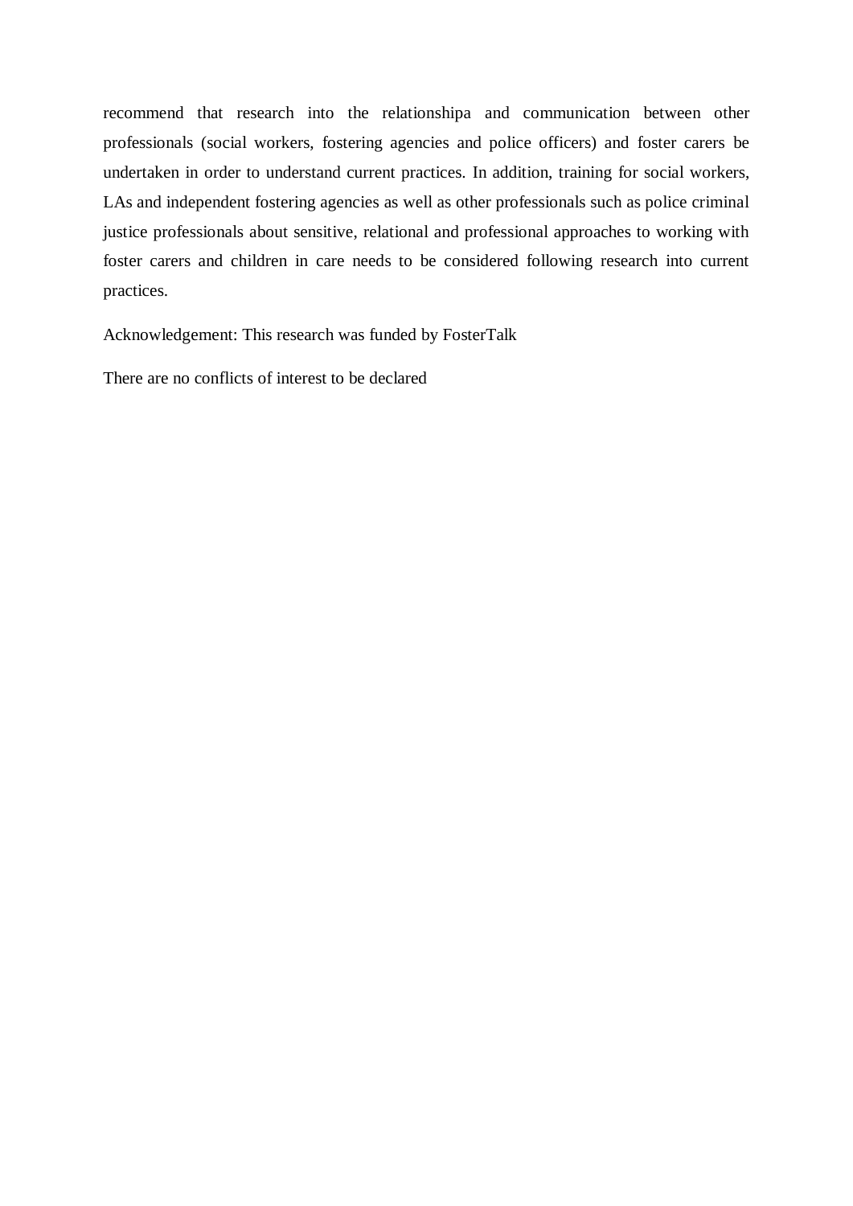recommend that research into the relationshipa and communication between other professionals (social workers, fostering agencies and police officers) and foster carers be undertaken in order to understand current practices. In addition, training for social workers, LAs and independent fostering agencies as well as other professionals such as police criminal justice professionals about sensitive, relational and professional approaches to working with foster carers and children in care needs to be considered following research into current practices.

Acknowledgement: This research was funded by FosterTalk

There are no conflicts of interest to be declared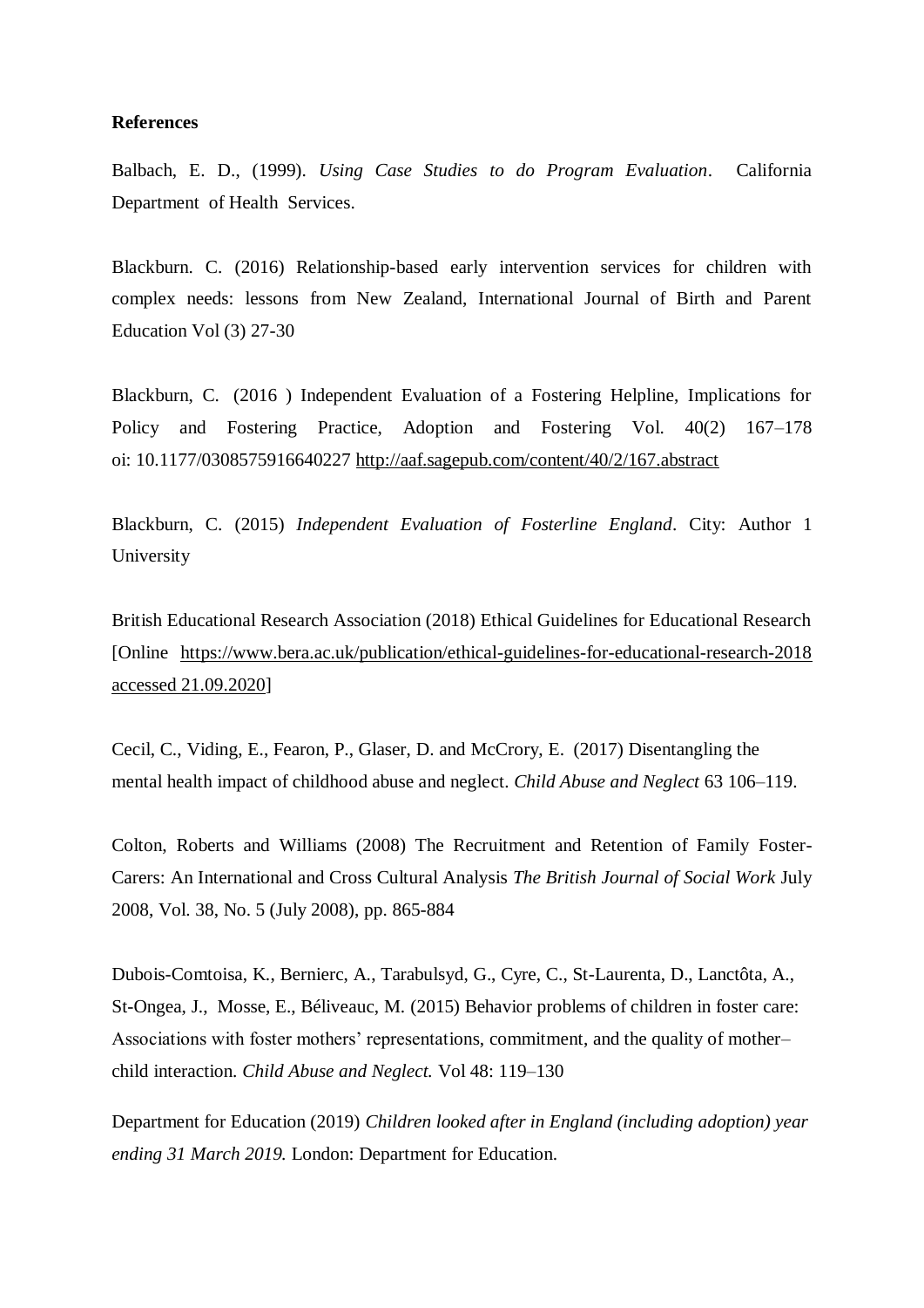**References**

Balbach, E. D., (1999). *Using Case Studies to do Program Evaluation*. California Department of Health Services.

Blackburn. C. (2016) Relationship-based early intervention services for children with complex needs: lessons from New Zealand, International Journal of Birth and Parent Education Vol (3) 27-30

Blackburn, C. (2016 ) Independent Evaluation of a Fostering Helpline, Implications for Policy and Fostering Practice, Adoption and Fostering Vol. 40(2) 167–178 oi: 10.1177/0308575916640227 http://aaf.sagepub.com/content/40/2/167.abstract

Blackburn, C. (2015) *Independent Evaluation of Fosterline England*. City: Author 1 University

British Educational Research Association (2018) Ethical Guidelines for Educational Research [Online https://www.bera.ac.uk/publication/ethical-guidelines-for-educational-research-2018 accessed 21.09.2020]

Cecil, C., Viding, E., Fearon, P., Glaser, D. and McCrory, E. (2017) Disentangling the mental health impact of childhood abuse and neglect. *Child Abuse and Neglect* 63 106–119.

Colton, Roberts and Williams (2008) The Recruitment and Retention of Family Foster-Carers: An International and Cross Cultural Analysis *The British Journal of Social Work* July 2008, Vol. 38, No. 5 (July 2008), pp. 865-884

Dubois-Comtoisa, K., Bernierc, A., Tarabulsyd, G., Cyre, C., St-Laurenta, D., Lanctôta, A., St-Ongea, J., Mosse, E., Béliveauc, M. (2015) Behavior problems of children in foster care: Associations with foster mothers' representations, commitment, and the quality of mother–child interaction. *Child Abuse and Neglect.* Vol 48: 119–130

Department for Education (2019) *Children looked after in England (including adoption) year ending 31 March 2019.* London: Department for Education.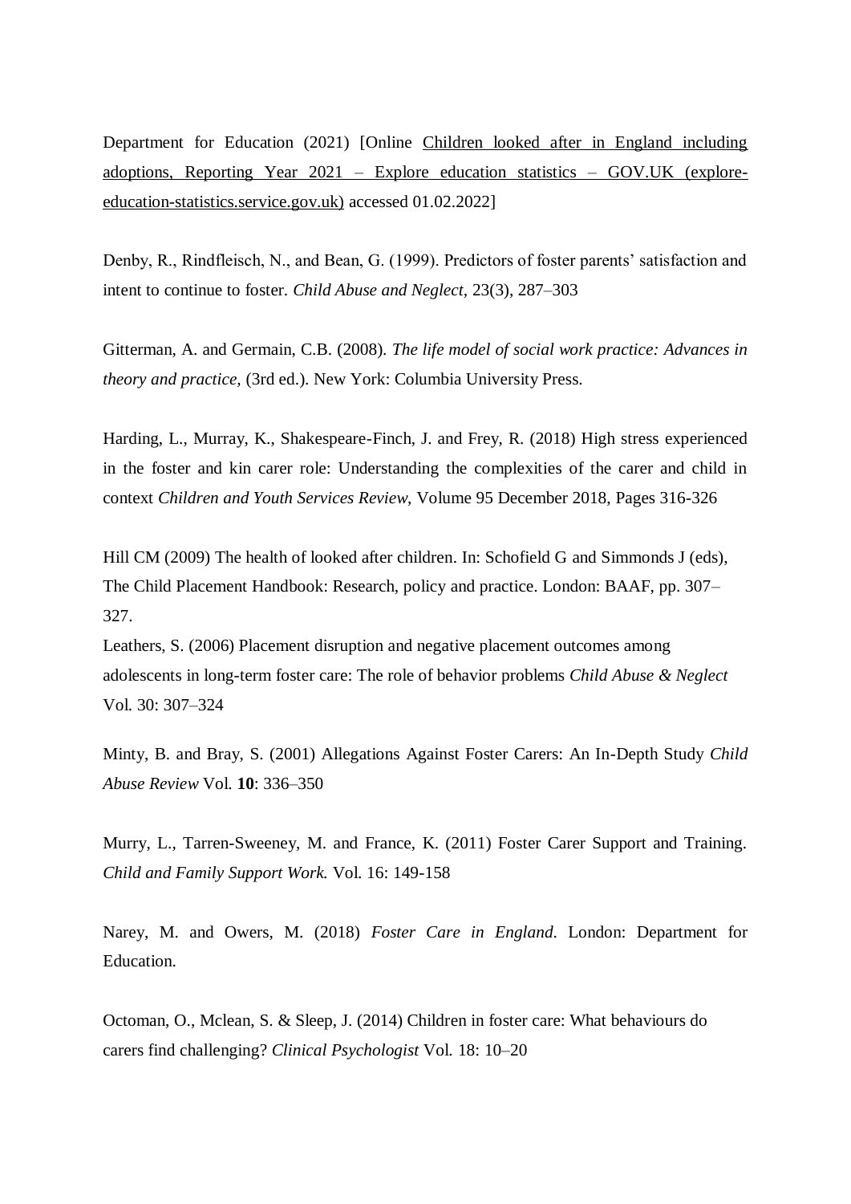Department for Education (2021) [Online Children looked after in England including adoptions, Reporting Year 2021 – Explore education statistics – GOV.UK (explore-education-statistics.service.gov.uk) accessed 01.02.2022]

Denby, R., Rindfleisch, N., and Bean, G. (1999). Predictors of foster parents' satisfaction and intent to continue to foster. *Child Abuse and Neglect,* 23(3), 287–303

Gitterman, A. and Germain, C.B. (2008). *The life model of social work practice: Advances in theory and practice,* (3rd ed.). New York: Columbia University Press.

Harding, L., Murray, K., Shakespeare-Finch, J. and Frey, R. (2018) High stress experienced in the foster and kin carer role: Understanding the complexities of the carer and child in context *Children and Youth Services Review*, Volume 95 December 2018, Pages 316-326

Hill CM (2009) The health of looked after children. In: Schofield G and Simmonds J (eds), The Child Placement Handbook: Research, policy and practice. London: BAAF, pp. 307–327.

Leathers, S. (2006) Placement disruption and negative placement outcomes among adolescents in long-term foster care: The role of behavior problems *Child Abuse & Neglect* Vol. 30: 307–324

Minty, B. and Bray, S. (2001) Allegations Against Foster Carers: An In-Depth Study *Child Abuse Review* Vol. **10**: 336–350

Murry, L., Tarren-Sweeney, M. and France, K. (2011) Foster Carer Support and Training. *Child and Family Support Work.* Vol. 16: 149-158

Narey, M. and Owers, M. (2018) *Foster Care in England.* London: Department for Education.

Octoman, O., Mclean, S. & Sleep, J. (2014) Children in foster care: What behaviours do carers find challenging? *Clinical Psychologist* Vol. 18: 10–20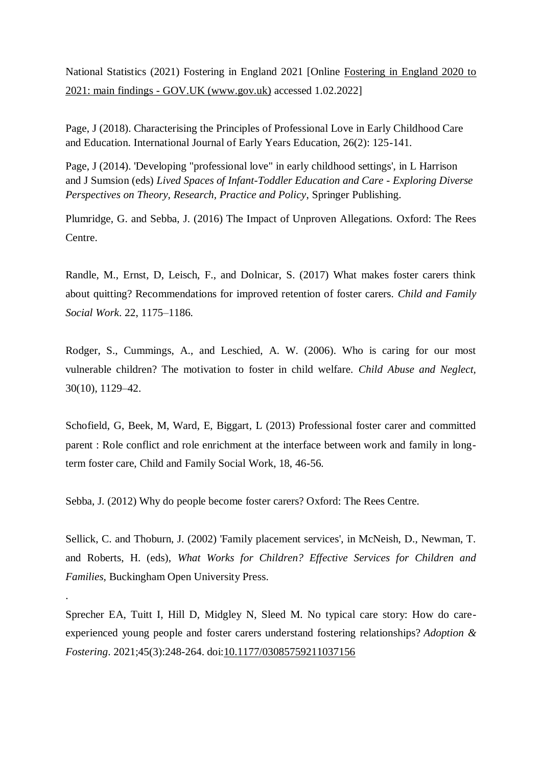National Statistics (2021) Fostering in England 2021 [Online Fostering in England 2020 to 2021: main findings - GOV.UK (www.gov.uk) accessed 1.02.2022]

Page, J (2018). Characterising the Principles of Professional Love in Early Childhood Care and Education. International Journal of Early Years Education, 26(2): 125-141.

Page, J (2014). 'Developing "professional love" in early childhood settings', in L Harrison and J Sumsion (eds) *Lived Spaces of Infant-Toddler Education and Care - Exploring Diverse Perspectives on Theory, Research, Practice and Policy*, Springer Publishing.

Plumridge, G. and Sebba, J. (2016) The Impact of Unproven Allegations. Oxford: The Rees Centre.

Randle, M., Ernst, D, Leisch, F., and Dolnicar, S. (2017) What makes foster carers think about quitting? Recommendations for improved retention of foster carers. *Child and Family Social Work*. 22, 1175–1186.

Rodger, S., Cummings, A., and Leschied, A. W. (2006). Who is caring for our most vulnerable children? The motivation to foster in child welfare. *Child Abuse and Neglect,* 30(10), 1129–42.

Schofield, G, Beek, M, Ward, E, Biggart, L (2013) Professional foster carer and committed parent : Role conflict and role enrichment at the interface between work and family in long-term foster care, Child and Family Social Work, 18, 46-56.

Sebba, J. (2012) Why do people become foster carers? Oxford: The Rees Centre.

Sellick, C. and Thoburn, J. (2002) 'Family placement services', in McNeish, D., Newman, T. and Roberts, H. (eds), *What Works for Children? Effective Services for Children and Families,* Buckingham Open University Press.

.

Sprecher EA, Tuitt I, Hill D, Midgley N, Sleed M. No typical care story: How do care-experienced young people and foster carers understand fostering relationships? *Adoption & Fostering*. 2021;45(3):248-264. doi:10.1177/03085759211037156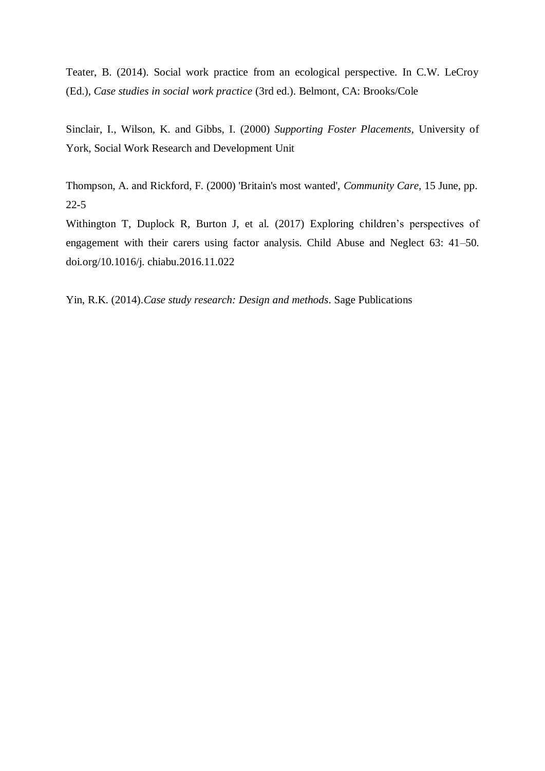Teater, B. (2014). Social work practice from an ecological perspective. In C.W. LeCroy (Ed.), *Case studies in social work practice* (3rd ed.). Belmont, CA: Brooks/Cole

Sinclair, I., Wilson, K. and Gibbs, I. (2000) *Supporting Foster Placements*, University of York, Social Work Research and Development Unit

Thompson, A. and Rickford, F. (2000) 'Britain's most wanted', *Community Care*, 15 June, pp. 22-5

Withington T, Duplock R, Burton J, et al. (2017) Exploring children's perspectives of engagement with their carers using factor analysis. Child Abuse and Neglect 63: 41–50. doi.org/10.1016/j. chiabu.2016.11.022

Yin, R.K. (2014).*Case study research: Design and methods*. Sage Publications